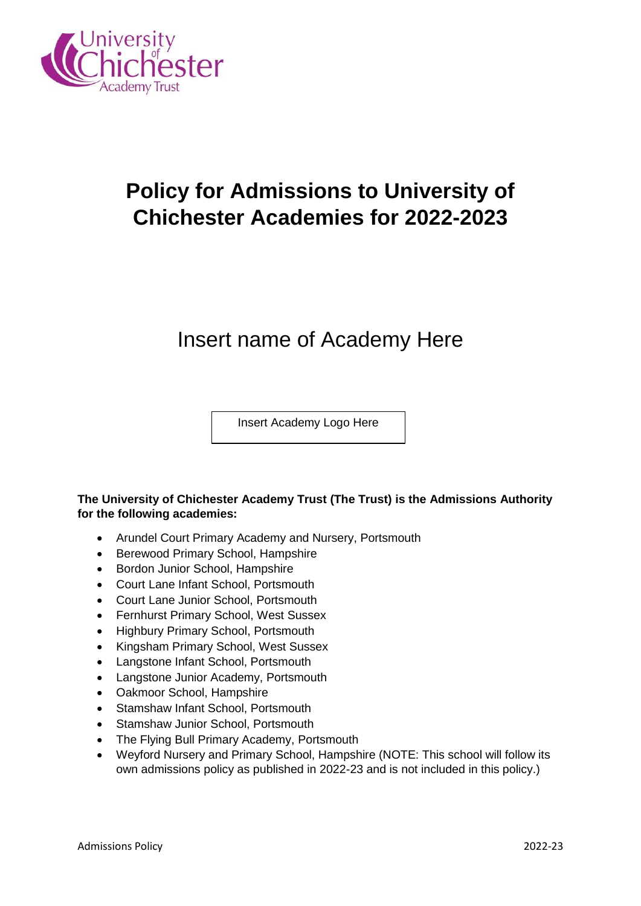# Policy for Admissions to University of Chichester Academies for 2022-2023

Insert name of Academy Here

Insert Academy Logo Here

**The University of Chichester Academy Trust (The Trust) is the Admissions Authority for the following academies:**

- Arundel Court Primary Academy and Nursery, Portsmouth
- Berewood Primary School, Hampshire
- Bordon Junior School, Hampshire
- Court Lane Infant School, Portsmouth
- Court Lane Junior School, Portsmouth
- Fernhurst Primary School, West Sussex
- Highbury Primary School, Portsmouth
- Kingsham Primary School, West Sussex
- Langstone Infant School, Portsmouth
- Langstone Junior Academy, Portsmouth
- Oakmoor School, Hampshire
- Stamshaw Infant School, Portsmouth
- Stamshaw Junior School, Portsmouth
- The Flying Bull Primary Academy, Portsmouth
- Weyford Nursery and Primary School, Hampshire (NOTE: This school will follow its own admissions policy as published in 2022-23 and is not included in this policy.)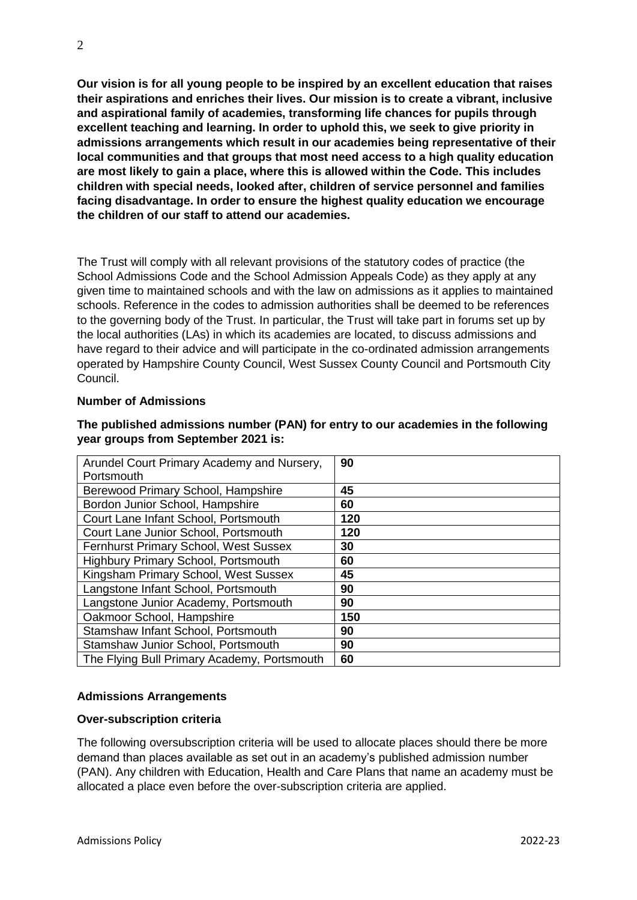**Our vision is for all young people to be inspired by an excellent education that raises their aspirations and enriches their lives. Our mission is to create a vibrant, inclusive and aspirational family of academies, transforming life chances for pupils through excellent teaching and learning. In order to uphold this, we seek to give priority in admissions arrangements which result in our academies being representative of their local communities and that groups that most need access to a high quality education are most likely to gain a place, where this is allowed within the Code. This includes children with special needs, looked after, children of service personnel and families facing disadvantage. In order to ensure the highest quality education we encourage the children of our staff to attend our academies.**

The Trust will comply with all relevant provisions of the statutory codes of practice (the School Admissions Code and the School Admission Appeals Code) as they apply at any given time to maintained schools and with the law on admissions as it applies to maintained schools. Reference in the codes to admission authorities shall be deemed to be references to the governing body of the Trust. In particular, the Trust will take part in forums set up by the local authorities (LAs) in which its academies are located, to discuss admissions and have regard to their advice and will participate in the co-ordinated admission arrangements operated by Hampshire County Council, West Sussex County Council and Portsmouth City Council.

**Number of Admissions**

**The published admissions number (PAN) for entry to our academies in the following year groups from September 2021 is:**

| Academy | PAN |
|---|---|
| Arundel Court Primary Academy and Nursery, Portsmouth | **90** |
| Berewood Primary School, Hampshire | **45** |
| Bordon Junior School, Hampshire | **60** |
| Court Lane Infant School, Portsmouth | **120** |
| Court Lane Junior School, Portsmouth | **120** |
| Fernhurst Primary School, West Sussex | **30** |
| Highbury Primary School, Portsmouth | **60** |
| Kingsham Primary School, West Sussex | **45** |
| Langstone Infant School, Portsmouth | **90** |
| Langstone Junior Academy, Portsmouth | **90** |
| Oakmoor School, Hampshire | **150** |
| Stamshaw Infant School, Portsmouth | **90** |
| Stamshaw Junior School, Portsmouth | **90** |
| The Flying Bull Primary Academy, Portsmouth | **60** |

**Admissions Arrangements**

**Over-subscription criteria**

The following oversubscription criteria will be used to allocate places should there be more demand than places available as set out in an academy's published admission number (PAN). Any children with Education, Health and Care Plans that name an academy must be allocated a place even before the over-subscription criteria are applied.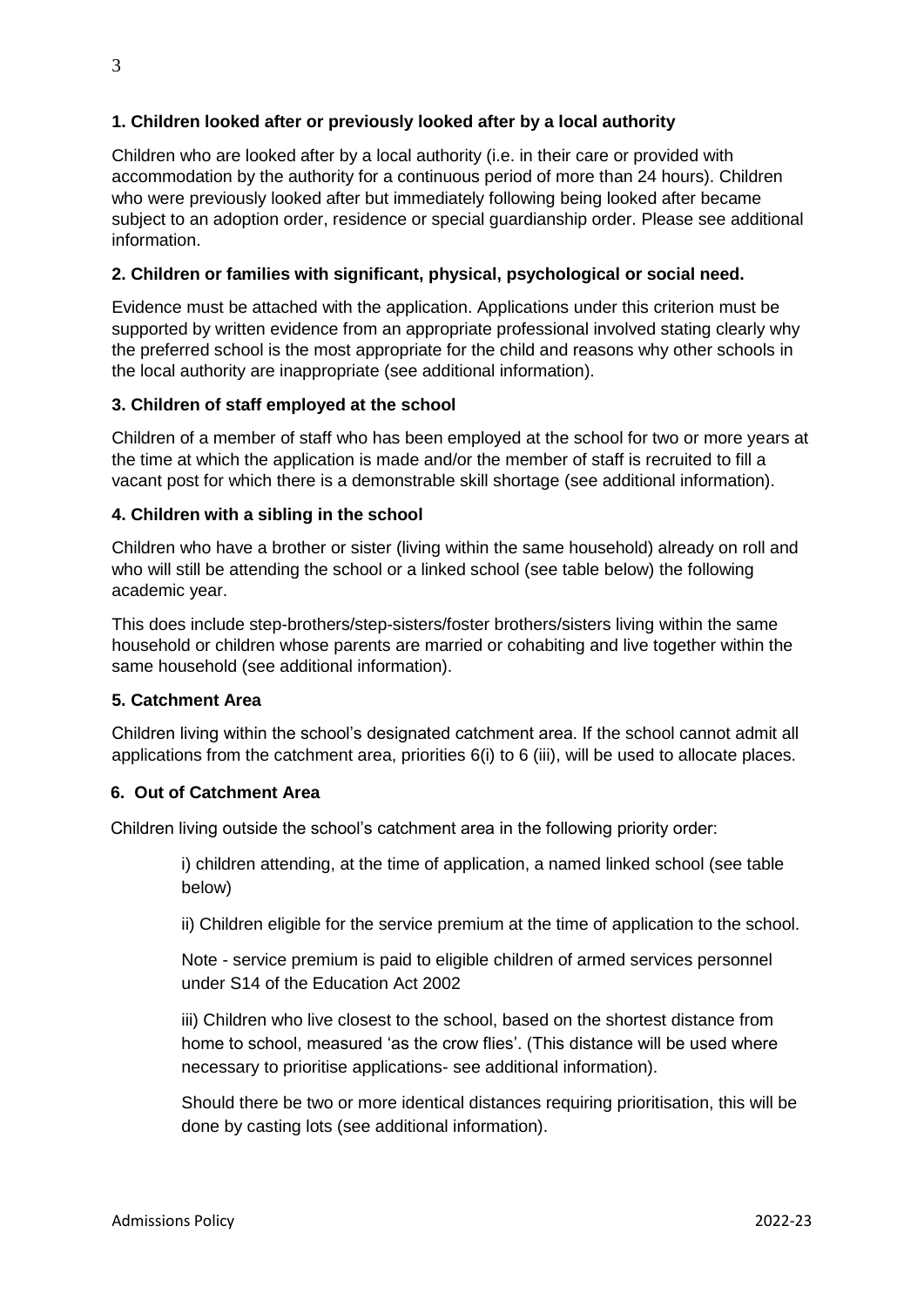**1. Children looked after or previously looked after by a local authority**

Children who are looked after by a local authority (i.e. in their care or provided with accommodation by the authority for a continuous period of more than 24 hours). Children who were previously looked after but immediately following being looked after became subject to an adoption order, residence or special guardianship order. Please see additional information.

**2. Children or families with significant, physical, psychological or social need.**

Evidence must be attached with the application. Applications under this criterion must be supported by written evidence from an appropriate professional involved stating clearly why the preferred school is the most appropriate for the child and reasons why other schools in the local authority are inappropriate (see additional information).

**3. Children of staff employed at the school**

Children of a member of staff who has been employed at the school for two or more years at the time at which the application is made and/or the member of staff is recruited to fill a vacant post for which there is a demonstrable skill shortage (see additional information).

**4. Children with a sibling in the school**

Children who have a brother or sister (living within the same household) already on roll and who will still be attending the school or a linked school (see table below) the following academic year.

This does include step-brothers/step-sisters/foster brothers/sisters living within the same household or children whose parents are married or cohabiting and live together within the same household (see additional information).

**5. Catchment Area**

Children living within the school's designated catchment area. If the school cannot admit all applications from the catchment area, priorities 6(i) to 6 (iii), will be used to allocate places.

**6. Out of Catchment Area**

Children living outside the school's catchment area in the following priority order:

i) children attending, at the time of application, a named linked school (see table below)

ii) Children eligible for the service premium at the time of application to the school.

Note - service premium is paid to eligible children of armed services personnel under S14 of the Education Act 2002

iii) Children who live closest to the school, based on the shortest distance from home to school, measured 'as the crow flies'. (This distance will be used where necessary to prioritise applications- see additional information).

Should there be two or more identical distances requiring prioritisation, this will be done by casting lots (see additional information).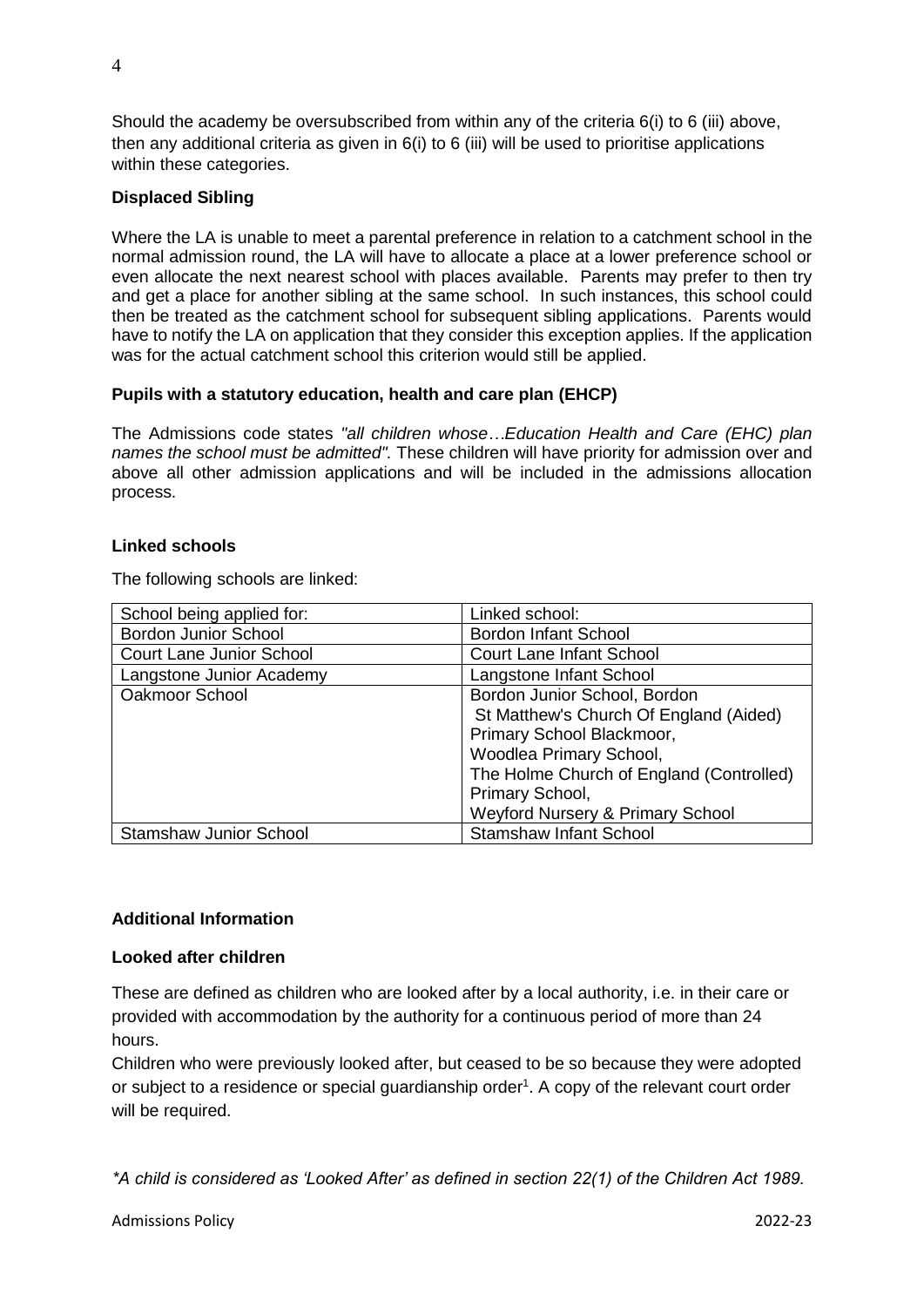Should the academy be oversubscribed from within any of the criteria 6(i) to 6 (iii) above, then any additional criteria as given in 6(i) to 6 (iii) will be used to prioritise applications within these categories.

**Displaced Sibling**

Where the LA is unable to meet a parental preference in relation to a catchment school in the normal admission round, the LA will have to allocate a place at a lower preference school or even allocate the next nearest school with places available. Parents may prefer to then try and get a place for another sibling at the same school. In such instances, this school could then be treated as the catchment school for subsequent sibling applications. Parents would have to notify the LA on application that they consider this exception applies. If the application was for the actual catchment school this criterion would still be applied.

**Pupils with a statutory education, health and care plan (EHCP)**

The Admissions code states *"all children whose…Education Health and Care (EHC) plan names the school must be admitted".* These children will have priority for admission over and above all other admission applications and will be included in the admissions allocation process.

**Linked schools**

The following schools are linked:

| School being applied for: | Linked school: |
|---|---|
| Bordon Junior School | Bordon Infant School |
| Court Lane Junior School | Court Lane Infant School |
| Langstone Junior Academy | Langstone Infant School |
| Oakmoor School | Bordon Junior School, Bordon<br>St Matthew's Church Of England (Aided) Primary School Blackmoor,<br>Woodlea Primary School,<br>The Holme Church of England (Controlled) Primary School,<br>Weyford Nursery & Primary School |
| Stamshaw Junior School | Stamshaw Infant School |

**Additional Information**

**Looked after children**

These are defined as children who are looked after by a local authority, i.e. in their care or provided with accommodation by the authority for a continuous period of more than 24 hours.

Children who were previously looked after, but ceased to be so because they were adopted or subject to a residence or special guardianship order[1]. A copy of the relevant court order will be required.

*\*A child is considered as 'Looked After' as defined in section 22(1) of the Children Act 1989.*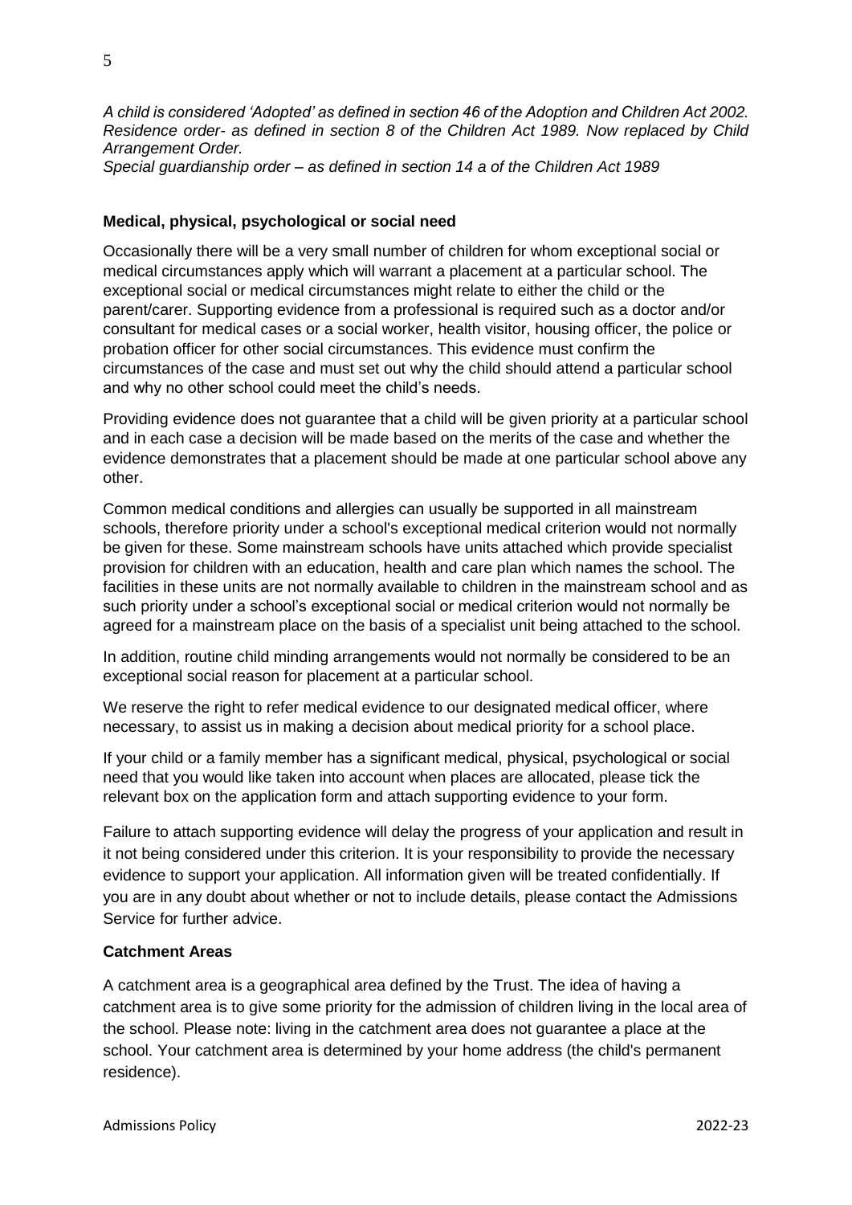*A child is considered 'Adopted' as defined in section 46 of the Adoption and Children Act 2002. Residence order- as defined in section 8 of the Children Act 1989. Now replaced by Child Arrangement Order.*
*Special guardianship order – as defined in section 14 a of the Children Act 1989*

**Medical, physical, psychological or social need**

Occasionally there will be a very small number of children for whom exceptional social or medical circumstances apply which will warrant a placement at a particular school. The exceptional social or medical circumstances might relate to either the child or the parent/carer. Supporting evidence from a professional is required such as a doctor and/or consultant for medical cases or a social worker, health visitor, housing officer, the police or probation officer for other social circumstances. This evidence must confirm the circumstances of the case and must set out why the child should attend a particular school and why no other school could meet the child's needs.

Providing evidence does not guarantee that a child will be given priority at a particular school and in each case a decision will be made based on the merits of the case and whether the evidence demonstrates that a placement should be made at one particular school above any other.

Common medical conditions and allergies can usually be supported in all mainstream schools, therefore priority under a school's exceptional medical criterion would not normally be given for these. Some mainstream schools have units attached which provide specialist provision for children with an education, health and care plan which names the school. The facilities in these units are not normally available to children in the mainstream school and as such priority under a school's exceptional social or medical criterion would not normally be agreed for a mainstream place on the basis of a specialist unit being attached to the school.

In addition, routine child minding arrangements would not normally be considered to be an exceptional social reason for placement at a particular school.

We reserve the right to refer medical evidence to our designated medical officer, where necessary, to assist us in making a decision about medical priority for a school place.

If your child or a family member has a significant medical, physical, psychological or social need that you would like taken into account when places are allocated, please tick the relevant box on the application form and attach supporting evidence to your form.

Failure to attach supporting evidence will delay the progress of your application and result in it not being considered under this criterion. It is your responsibility to provide the necessary evidence to support your application. All information given will be treated confidentially. If you are in any doubt about whether or not to include details, please contact the Admissions Service for further advice.

**Catchment Areas**

A catchment area is a geographical area defined by the Trust. The idea of having a catchment area is to give some priority for the admission of children living in the local area of the school. Please note: living in the catchment area does not guarantee a place at the school. Your catchment area is determined by your home address (the child's permanent residence).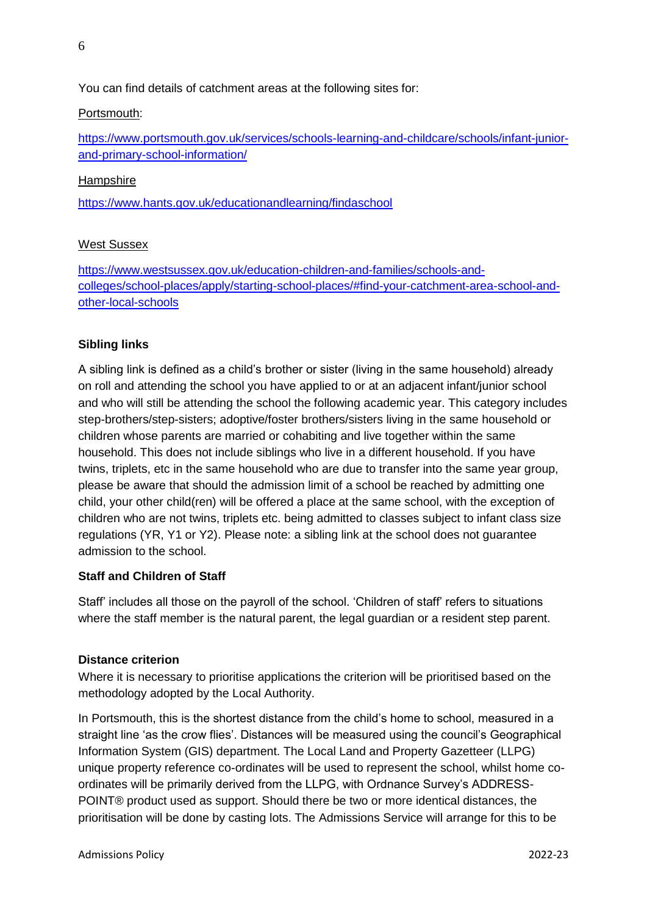You can find details of catchment areas at the following sites for:

Portsmouth:

https://www.portsmouth.gov.uk/services/schools-learning-and-childcare/schools/infant-junior-and-primary-school-information/

Hampshire

https://www.hants.gov.uk/educationandlearning/findaschool

West Sussex

https://www.westsussex.gov.uk/education-children-and-families/schools-and-colleges/school-places/apply/starting-school-places/#find-your-catchment-area-school-and-other-local-schools

**Sibling links**

A sibling link is defined as a child's brother or sister (living in the same household) already on roll and attending the school you have applied to or at an adjacent infant/junior school and who will still be attending the school the following academic year. This category includes step-brothers/step-sisters; adoptive/foster brothers/sisters living in the same household or children whose parents are married or cohabiting and live together within the same household. This does not include siblings who live in a different household. If you have twins, triplets, etc in the same household who are due to transfer into the same year group, please be aware that should the admission limit of a school be reached by admitting one child, your other child(ren) will be offered a place at the same school, with the exception of children who are not twins, triplets etc. being admitted to classes subject to infant class size regulations (YR, Y1 or Y2). Please note: a sibling link at the school does not guarantee admission to the school.

**Staff and Children of Staff**

Staff' includes all those on the payroll of the school. 'Children of staff' refers to situations where the staff member is the natural parent, the legal guardian or a resident step parent.

**Distance criterion**

Where it is necessary to prioritise applications the criterion will be prioritised based on the methodology adopted by the Local Authority.

In Portsmouth, this is the shortest distance from the child's home to school, measured in a straight line 'as the crow flies'. Distances will be measured using the council's Geographical Information System (GIS) department. The Local Land and Property Gazetteer (LLPG) unique property reference co-ordinates will be used to represent the school, whilst home co-ordinates will be primarily derived from the LLPG, with Ordnance Survey's ADDRESS-POINT® product used as support. Should there be two or more identical distances, the prioritisation will be done by casting lots. The Admissions Service will arrange for this to be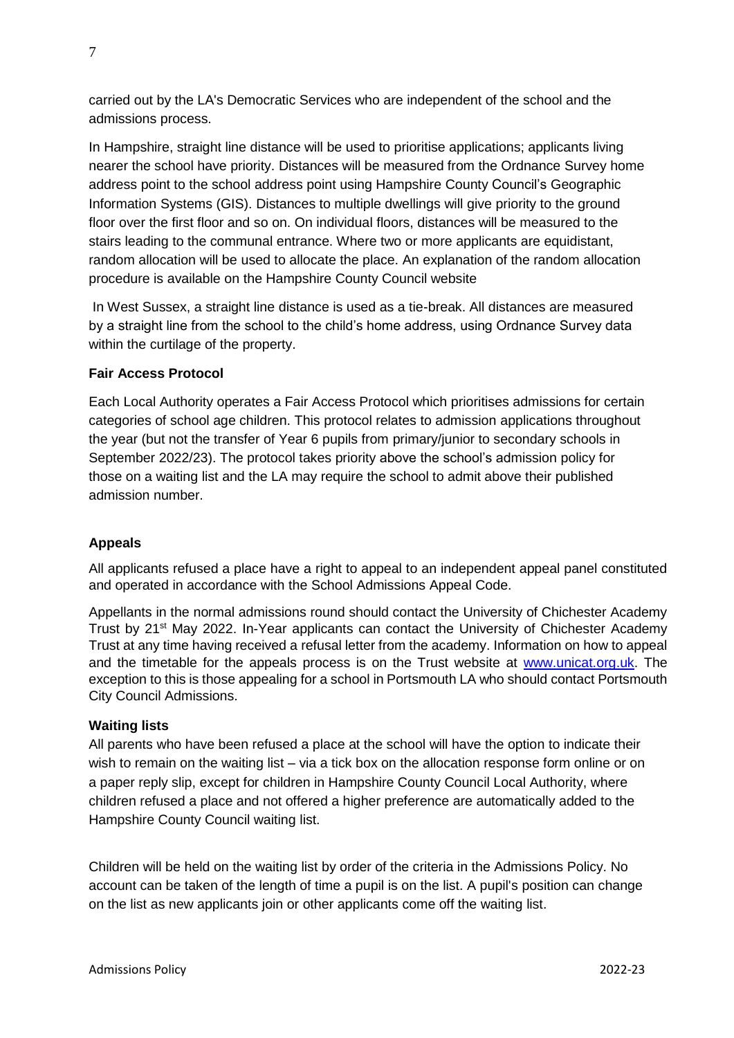carried out by the LA's Democratic Services who are independent of the school and the admissions process.

In Hampshire, straight line distance will be used to prioritise applications; applicants living nearer the school have priority. Distances will be measured from the Ordnance Survey home address point to the school address point using Hampshire County Council's Geographic Information Systems (GIS). Distances to multiple dwellings will give priority to the ground floor over the first floor and so on. On individual floors, distances will be measured to the stairs leading to the communal entrance. Where two or more applicants are equidistant, random allocation will be used to allocate the place. An explanation of the random allocation procedure is available on the Hampshire County Council website

In West Sussex, a straight line distance is used as a tie-break. All distances are measured by a straight line from the school to the child's home address, using Ordnance Survey data within the curtilage of the property.

**Fair Access Protocol**

Each Local Authority operates a Fair Access Protocol which prioritises admissions for certain categories of school age children. This protocol relates to admission applications throughout the year (but not the transfer of Year 6 pupils from primary/junior to secondary schools in September 2022/23). The protocol takes priority above the school's admission policy for those on a waiting list and the LA may require the school to admit above their published admission number.

**Appeals**

All applicants refused a place have a right to appeal to an independent appeal panel constituted and operated in accordance with the School Admissions Appeal Code.

Appellants in the normal admissions round should contact the University of Chichester Academy Trust by 21st May 2022. In-Year applicants can contact the University of Chichester Academy Trust at any time having received a refusal letter from the academy. Information on how to appeal and the timetable for the appeals process is on the Trust website at [www.unicat.org.uk](http://www.unicat.org.uk). The exception to this is those appealing for a school in Portsmouth LA who should contact Portsmouth City Council Admissions.

**Waiting lists**

All parents who have been refused a place at the school will have the option to indicate their wish to remain on the waiting list – via a tick box on the allocation response form online or on a paper reply slip, except for children in Hampshire County Council Local Authority, where children refused a place and not offered a higher preference are automatically added to the Hampshire County Council waiting list.

Children will be held on the waiting list by order of the criteria in the Admissions Policy. No account can be taken of the length of time a pupil is on the list. A pupil's position can change on the list as new applicants join or other applicants come off the waiting list.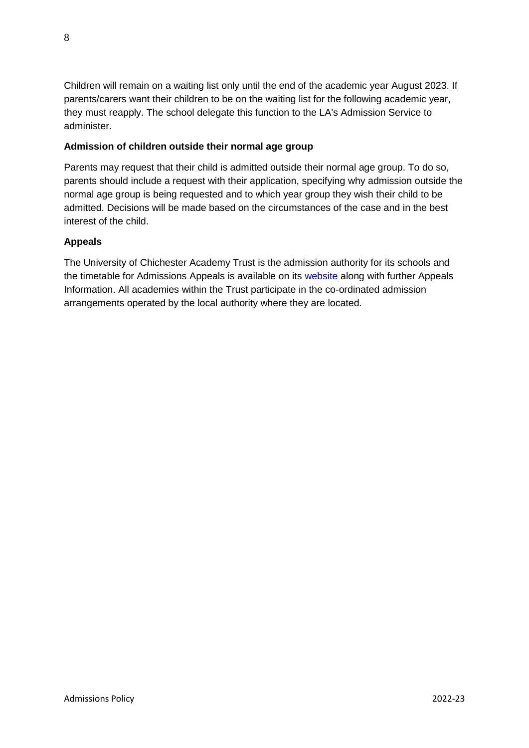Children will remain on a waiting list only until the end of the academic year August 2023. If parents/carers want their children to be on the waiting list for the following academic year, they must reapply. The school delegate this function to the LA's Admission Service to administer.

**Admission of children outside their normal age group**

Parents may request that their child is admitted outside their normal age group. To do so, parents should include a request with their application, specifying why admission outside the normal age group is being requested and to which year group they wish their child to be admitted. Decisions will be made based on the circumstances of the case and in the best interest of the child.

**Appeals**

The University of Chichester Academy Trust is the admission authority for its schools and the timetable for Admissions Appeals is available on its website along with further Appeals Information. All academies within the Trust participate in the co-ordinated admission arrangements operated by the local authority where they are located.